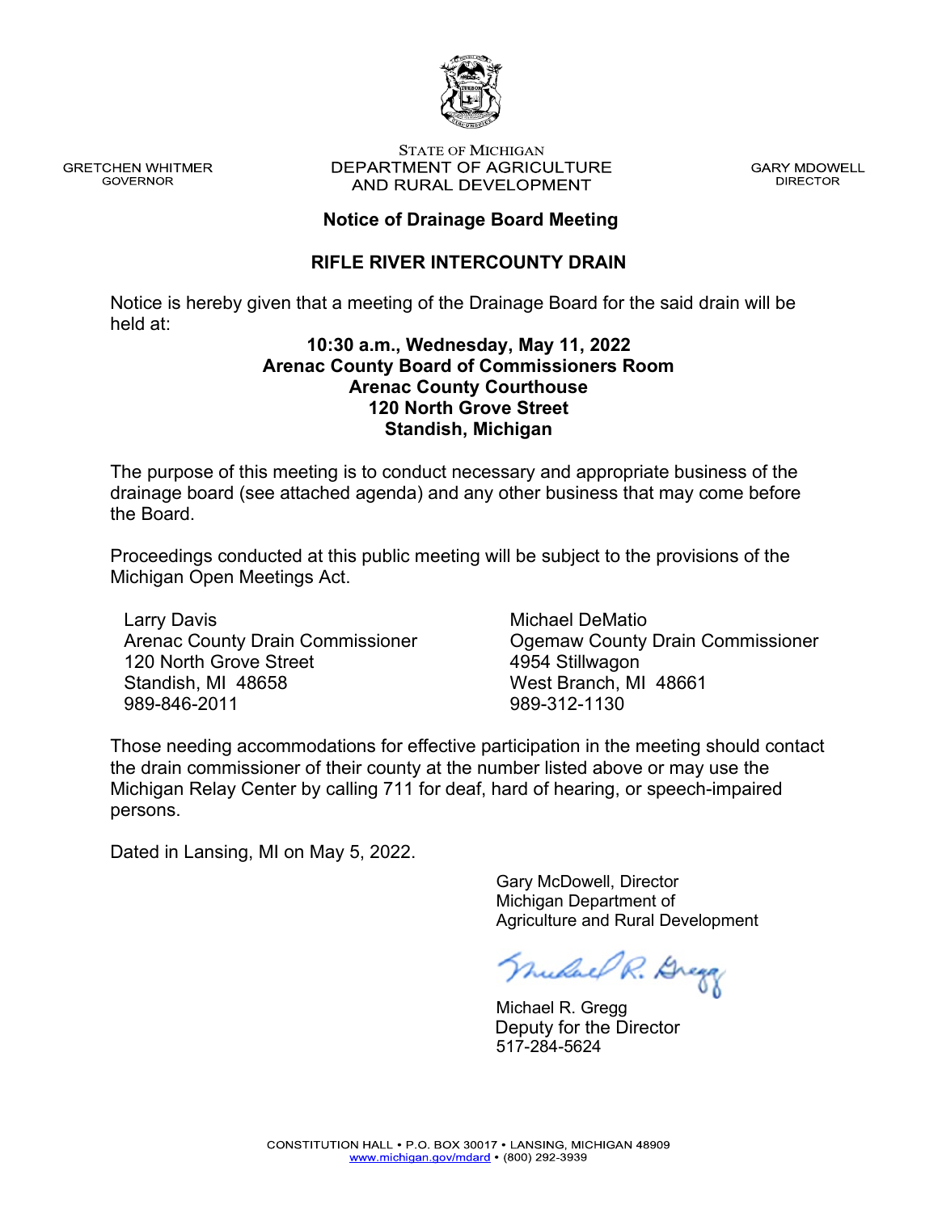GRETCHEN WHITMER
GOVERNOR

STATE OF MICHIGAN
DEPARTMENT OF AGRICULTURE
AND RURAL DEVELOPMENT

GARY MDOWELL
DIRECTOR

## Notice of Drainage Board Meeting

## RIFLE RIVER INTERCOUNTY DRAIN

Notice is hereby given that a meeting of the Drainage Board for the said drain will be held at:

**10:30 a.m., Wednesday, May 11, 2022**
**Arenac County Board of Commissioners Room**
**Arenac County Courthouse**
**120 North Grove Street**
**Standish, Michigan**

The purpose of this meeting is to conduct necessary and appropriate business of the drainage board (see attached agenda) and any other business that may come before the Board.

Proceedings conducted at this public meeting will be subject to the provisions of the Michigan Open Meetings Act.

Larry Davis
Arenac County Drain Commissioner
120 North Grove Street
Standish, MI 48658
989-846-2011

Michael DeMatio
Ogemaw County Drain Commissioner
4954 Stillwagon
West Branch, MI 48661
989-312-1130

Those needing accommodations for effective participation in the meeting should contact the drain commissioner of their county at the number listed above or may use the Michigan Relay Center by calling 711 for deaf, hard of hearing, or speech-impaired persons.

Dated in Lansing, MI on May 5, 2022.

Gary McDowell, Director
Michigan Department of
Agriculture and Rural Development

Michael R. Gregg
Deputy for the Director
517-284-5624

CONSTITUTION HALL • P.O. BOX 30017 • LANSING, MICHIGAN 48909
www.michigan.gov/mdard • (800) 292-3939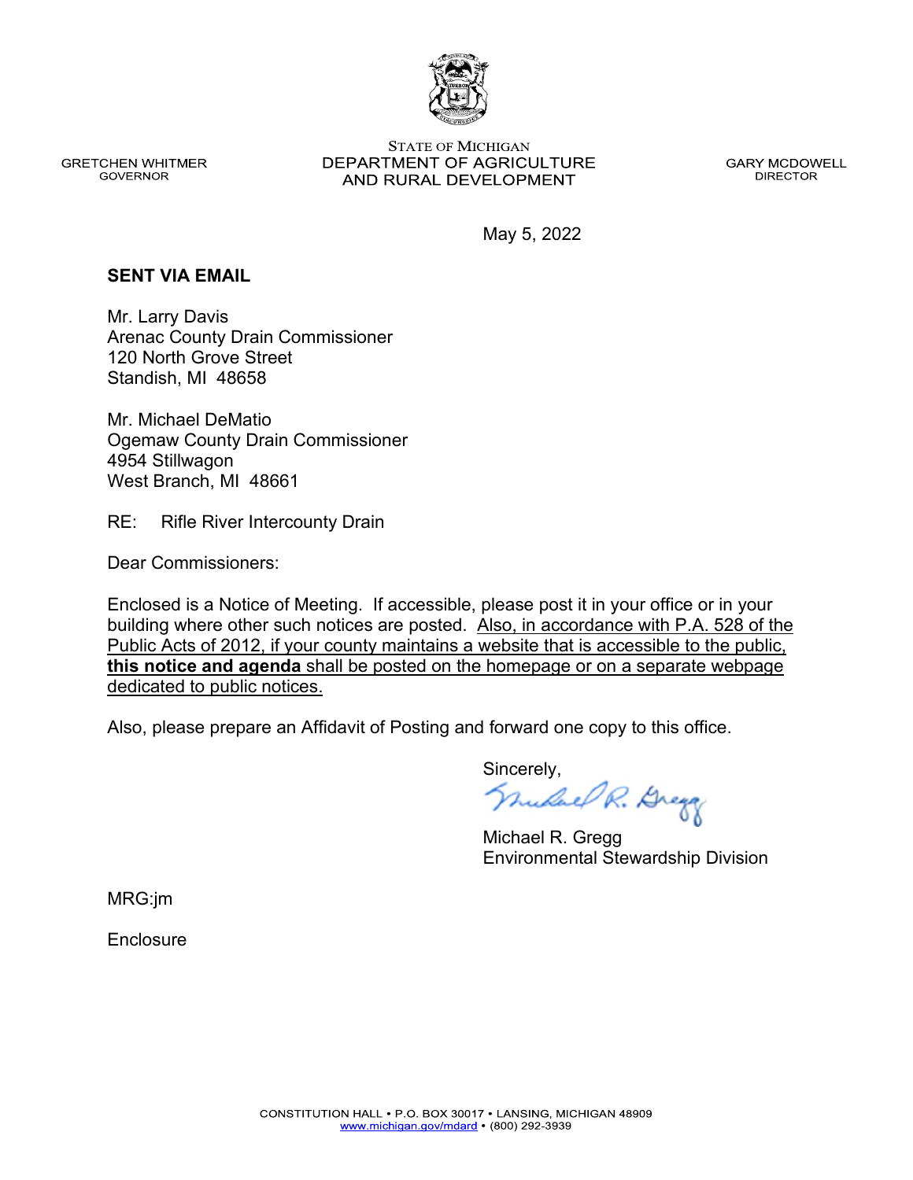GRETCHEN WHITMER
GOVERNOR

STATE OF MICHIGAN
DEPARTMENT OF AGRICULTURE
AND RURAL DEVELOPMENT

GARY MCDOWELL
DIRECTOR

May 5, 2022

**SENT VIA EMAIL**

Mr. Larry Davis
Arenac County Drain Commissioner
120 North Grove Street
Standish, MI 48658

Mr. Michael DeMatio
Ogemaw County Drain Commissioner
4954 Stillwagon
West Branch, MI 48661

RE: Rifle River Intercounty Drain

Dear Commissioners:

Enclosed is a Notice of Meeting. If accessible, please post it in your office or in your building where other such notices are posted. Also, in accordance with P.A. 528 of the Public Acts of 2012, if your county maintains a website that is accessible to the public, **this notice and agenda** shall be posted on the homepage or on a separate webpage dedicated to public notices.

Also, please prepare an Affidavit of Posting and forward one copy to this office.

Sincerely,

Michael R. Gregg
Environmental Stewardship Division

MRG:jm

Enclosure

CONSTITUTION HALL • P.O. BOX 30017 • LANSING, MICHIGAN 48909
www.michigan.gov/mdard • (800) 292-3939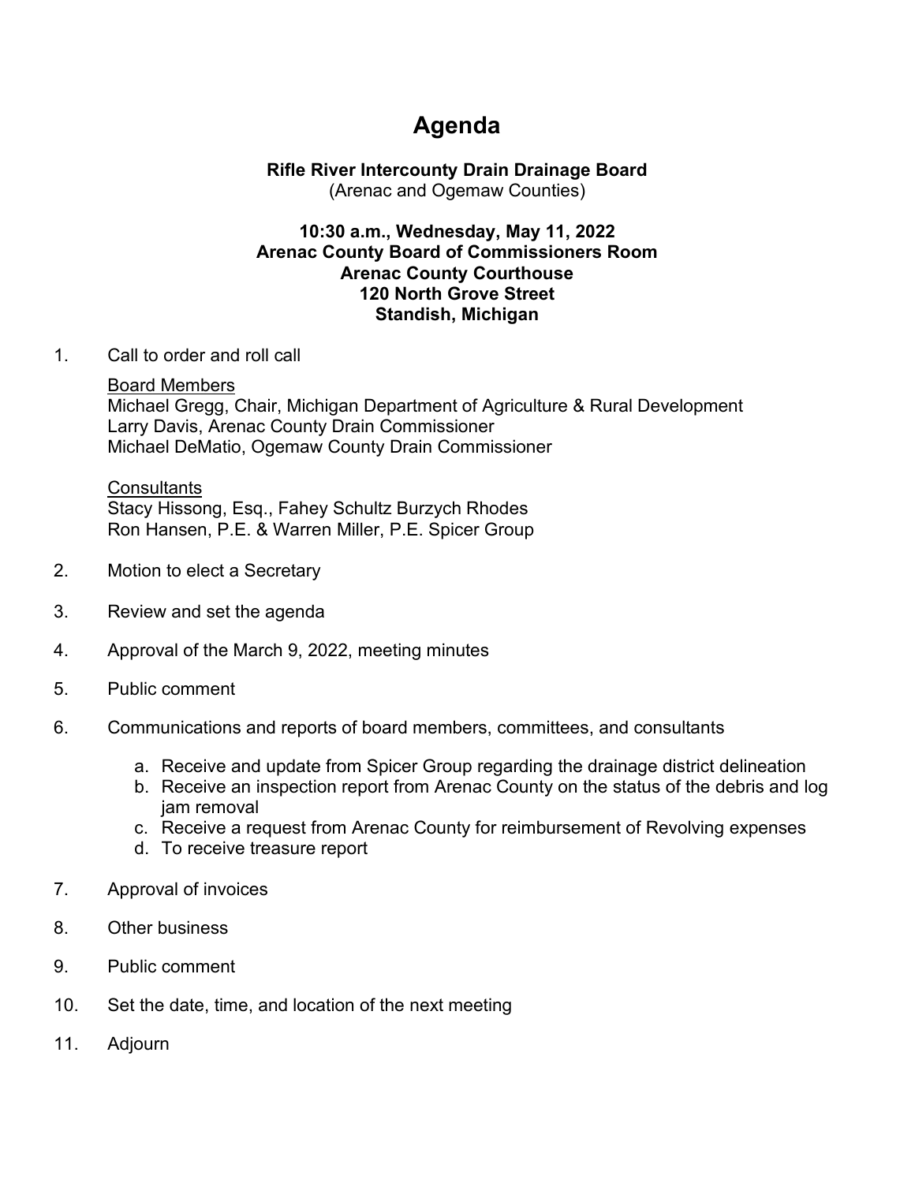# Agenda

**Rifle River Intercounty Drain Drainage Board**
(Arenac and Ogemaw Counties)

**10:30 a.m., Wednesday, May 11, 2022**
**Arenac County Board of Commissioners Room**
**Arenac County Courthouse**
**120 North Grove Street**
**Standish, Michigan**

1. Call to order and roll call

   Board Members
   Michael Gregg, Chair, Michigan Department of Agriculture & Rural Development
   Larry Davis, Arenac County Drain Commissioner
   Michael DeMatio, Ogemaw County Drain Commissioner

   Consultants
   Stacy Hissong, Esq., Fahey Schultz Burzych Rhodes
   Ron Hansen, P.E. & Warren Miller, P.E. Spicer Group

2. Motion to elect a Secretary

3. Review and set the agenda

4. Approval of the March 9, 2022, meeting minutes

5. Public comment

6. Communications and reports of board members, committees, and consultants

   a. Receive and update from Spicer Group regarding the drainage district delineation
   b. Receive an inspection report from Arenac County on the status of the debris and log jam removal
   c. Receive a request from Arenac County for reimbursement of Revolving expenses
   d. To receive treasure report

7. Approval of invoices

8. Other business

9. Public comment

10. Set the date, time, and location of the next meeting

11. Adjourn